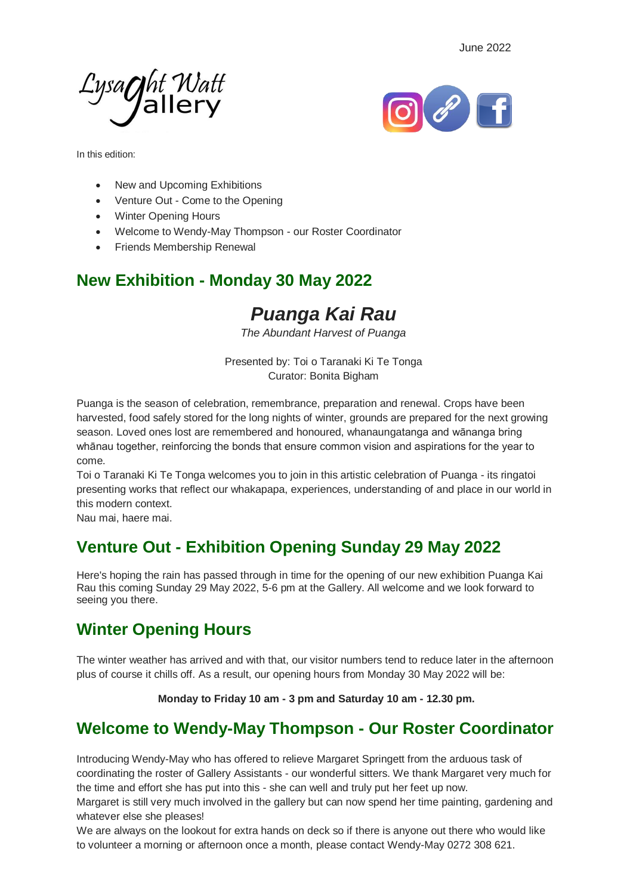June 2022

Lysaght Watt Gallery

In this edition:

- New and Upcoming Exhibitions
- Venture Out - Come to the Opening
- Winter Opening Hours
- Welcome to Wendy-May Thompson - our Roster Coordinator
- Friends Membership Renewal

## New Exhibition - Monday 30 May 2022

### *Puanga Kai Rau*

*The Abundant Harvest of Puanga*

Presented by: Toi o Taranaki Ki Te Tonga
Curator: Bonita Bigham

Puanga is the season of celebration, remembrance, preparation and renewal. Crops have been harvested, food safely stored for the long nights of winter, grounds are prepared for the next growing season. Loved ones lost are remembered and honoured, whanaungatanga and wānanga bring whānau together, reinforcing the bonds that ensure common vision and aspirations for the year to come.

Toi o Taranaki Ki Te Tonga welcomes you to join in this artistic celebration of Puanga - its ringatoi presenting works that reflect our whakapapa, experiences, understanding of and place in our world in this modern context.

Nau mai, haere mai.

## Venture Out - Exhibition Opening Sunday 29 May 2022

Here's hoping the rain has passed through in time for the opening of our new exhibition Puanga Kai Rau this coming Sunday 29 May 2022, 5-6 pm at the Gallery. All welcome and we look forward to seeing you there.

## Winter Opening Hours

The winter weather has arrived and with that, our visitor numbers tend to reduce later in the afternoon plus of course it chills off. As a result, our opening hours from Monday 30 May 2022 will be:

**Monday to Friday 10 am - 3 pm and Saturday 10 am - 12.30 pm.**

## Welcome to Wendy-May Thompson - Our Roster Coordinator

Introducing Wendy-May who has offered to relieve Margaret Springett from the arduous task of coordinating the roster of Gallery Assistants - our wonderful sitters. We thank Margaret very much for the time and effort she has put into this - she can well and truly put her feet up now.

Margaret is still very much involved in the gallery but can now spend her time painting, gardening and whatever else she pleases!

We are always on the lookout for extra hands on deck so if there is anyone out there who would like to volunteer a morning or afternoon once a month, please contact Wendy-May 0272 308 621.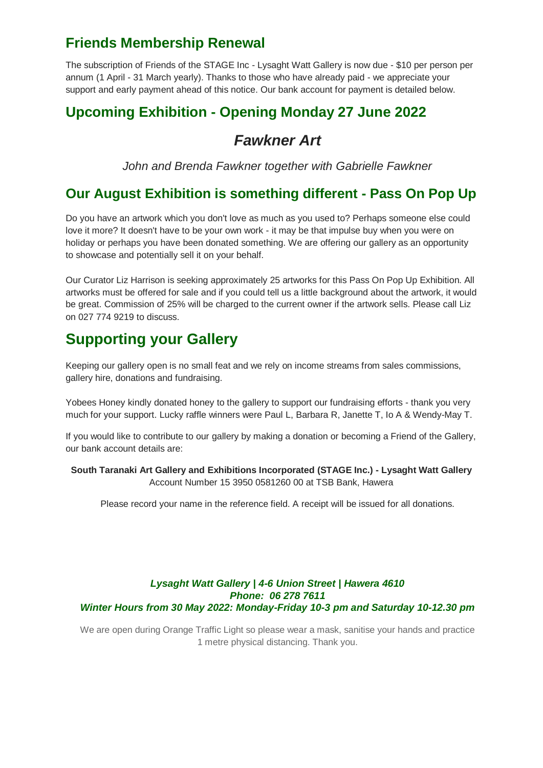## Friends Membership Renewal

The subscription of Friends of the STAGE Inc - Lysaght Watt Gallery is now due - $10 per person per annum (1 April - 31 March yearly). Thanks to those who have already paid - we appreciate your support and early payment ahead of this notice. Our bank account for payment is detailed below.

## Upcoming Exhibition - Opening Monday 27 June 2022

### *Fawkner Art*

*John and Brenda Fawkner together with Gabrielle Fawkner*

## Our August Exhibition is something different - Pass On Pop Up

Do you have an artwork which you don't love as much as you used to? Perhaps someone else could love it more? It doesn't have to be your own work - it may be that impulse buy when you were on holiday or perhaps you have been donated something. We are offering our gallery as an opportunity to showcase and potentially sell it on your behalf.

Our Curator Liz Harrison is seeking approximately 25 artworks for this Pass On Pop Up Exhibition. All artworks must be offered for sale and if you could tell us a little background about the artwork, it would be great. Commission of 25% will be charged to the current owner if the artwork sells. Please call Liz on 027 774 9219 to discuss.

## Supporting your Gallery

Keeping our gallery open is no small feat and we rely on income streams from sales commissions, gallery hire, donations and fundraising.

Yobees Honey kindly donated honey to the gallery to support our fundraising efforts - thank you very much for your support. Lucky raffle winners were Paul L, Barbara R, Janette T, Io A & Wendy-May T.

If you would like to contribute to our gallery by making a donation or becoming a Friend of the Gallery, our bank account details are:

**South Taranaki Art Gallery and Exhibitions Incorporated (STAGE Inc.) - Lysaght Watt Gallery**
Account Number 15 3950 0581260 00 at TSB Bank, Hawera

Please record your name in the reference field. A receipt will be issued for all donations.

***Lysaght Watt Gallery | 4-6 Union Street | Hawera 4610***
***Phone: 06 278 7611***
***Winter Hours from 30 May 2022: Monday-Friday 10-3 pm and Saturday 10-12.30 pm***

We are open during Orange Traffic Light so please wear a mask, sanitise your hands and practice 1 metre physical distancing. Thank you.